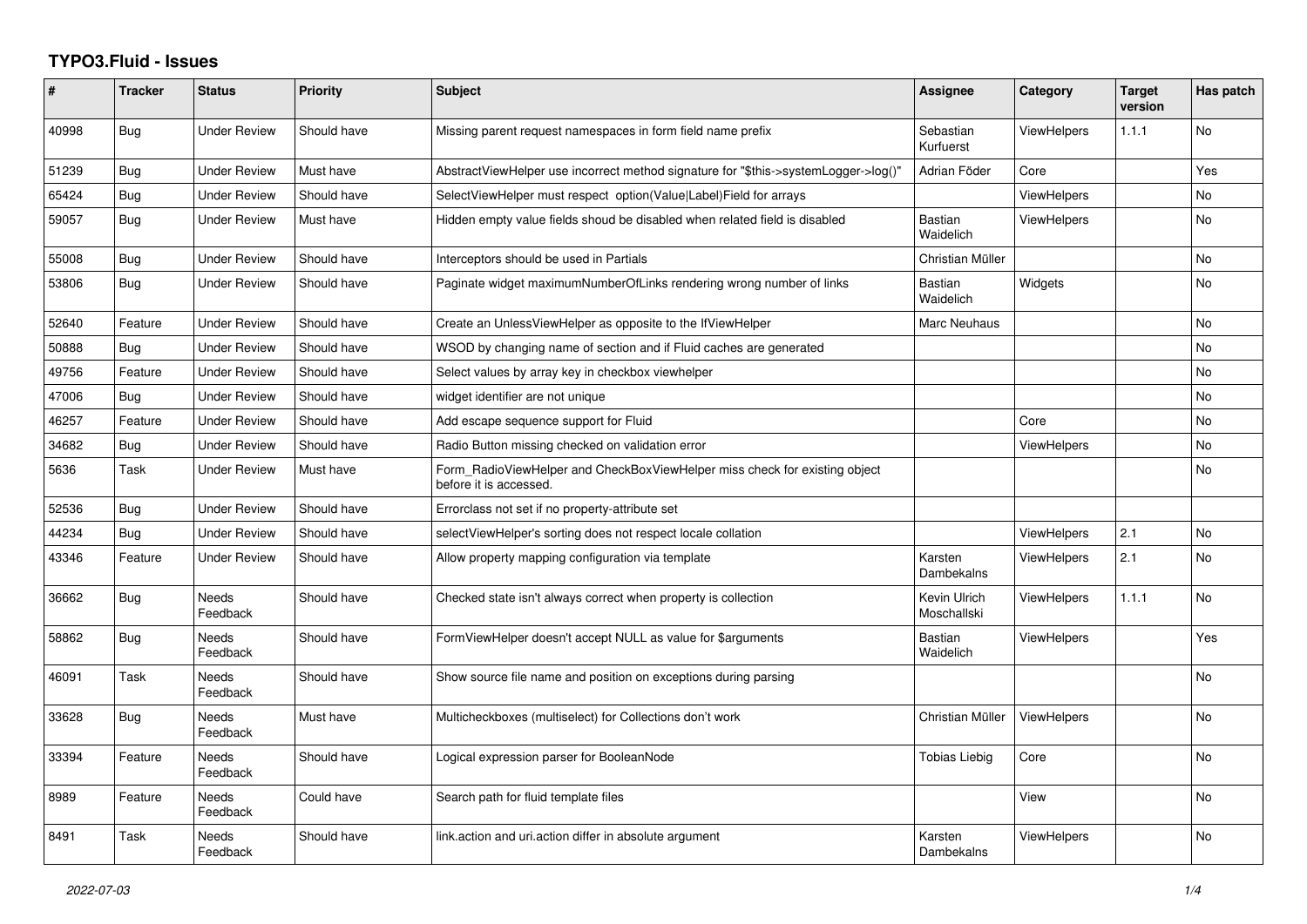# TYPO3.Fluid - Issues

| # | Tracker | Status | Priority | Subject | Assignee | Category | Target version | Has patch |
|---|---|---|---|---|---|---|---|---|
| 40998 | Bug | Under Review | Should have | Missing parent request namespaces in form field name prefix | Sebastian Kurfuerst | ViewHelpers | 1.1.1 | No |
| 51239 | Bug | Under Review | Must have | AbstractViewHelper use incorrect method signature for "$this->systemLogger->log()" | Adrian Föder | Core | | Yes |
| 65424 | Bug | Under Review | Should have | SelectViewHelper must respect option(Value\|Label)Field for arrays | | ViewHelpers | | No |
| 59057 | Bug | Under Review | Must have | Hidden empty value fields shoud be disabled when related field is disabled | Bastian Waidelich | ViewHelpers | | No |
| 55008 | Bug | Under Review | Should have | Interceptors should be used in Partials | Christian Müller | | | No |
| 53806 | Bug | Under Review | Should have | Paginate widget maximumNumberOfLinks rendering wrong number of links | Bastian Waidelich | Widgets | | No |
| 52640 | Feature | Under Review | Should have | Create an UnlessViewHelper as opposite to the IfViewHelper | Marc Neuhaus | | | No |
| 50888 | Bug | Under Review | Should have | WSOD by changing name of section and if Fluid caches are generated | | | | No |
| 49756 | Feature | Under Review | Should have | Select values by array key in checkbox viewhelper | | | | No |
| 47006 | Bug | Under Review | Should have | widget identifier are not unique | | | | No |
| 46257 | Feature | Under Review | Should have | Add escape sequence support for Fluid | | Core | | No |
| 34682 | Bug | Under Review | Should have | Radio Button missing checked on validation error | | ViewHelpers | | No |
| 5636 | Task | Under Review | Must have | Form_RadioViewHelper and CheckBoxViewHelper miss check for existing object before it is accessed. | | | | No |
| 52536 | Bug | Under Review | Should have | Errorclass not set if no property-attribute set | | | | |
| 44234 | Bug | Under Review | Should have | selectViewHelper's sorting does not respect locale collation | | ViewHelpers | 2.1 | No |
| 43346 | Feature | Under Review | Should have | Allow property mapping configuration via template | Karsten Dambekalns | ViewHelpers | 2.1 | No |
| 36662 | Bug | Needs Feedback | Should have | Checked state isn't always correct when property is collection | Kevin Ulrich Moschallski | ViewHelpers | 1.1.1 | No |
| 58862 | Bug | Needs Feedback | Should have | FormViewHelper doesn't accept NULL as value for $arguments | Bastian Waidelich | ViewHelpers | | Yes |
| 46091 | Task | Needs Feedback | Should have | Show source file name and position on exceptions during parsing | | | | No |
| 33628 | Bug | Needs Feedback | Must have | Multicheckboxes (multiselect) for Collections don't work | Christian Müller | ViewHelpers | | No |
| 33394 | Feature | Needs Feedback | Should have | Logical expression parser for BooleanNode | Tobias Liebig | Core | | No |
| 8989 | Feature | Needs Feedback | Could have | Search path for fluid template files | | View | | No |
| 8491 | Task | Needs Feedback | Should have | link.action and uri.action differ in absolute argument | Karsten Dambekalns | ViewHelpers | | No |

*2022-07-03*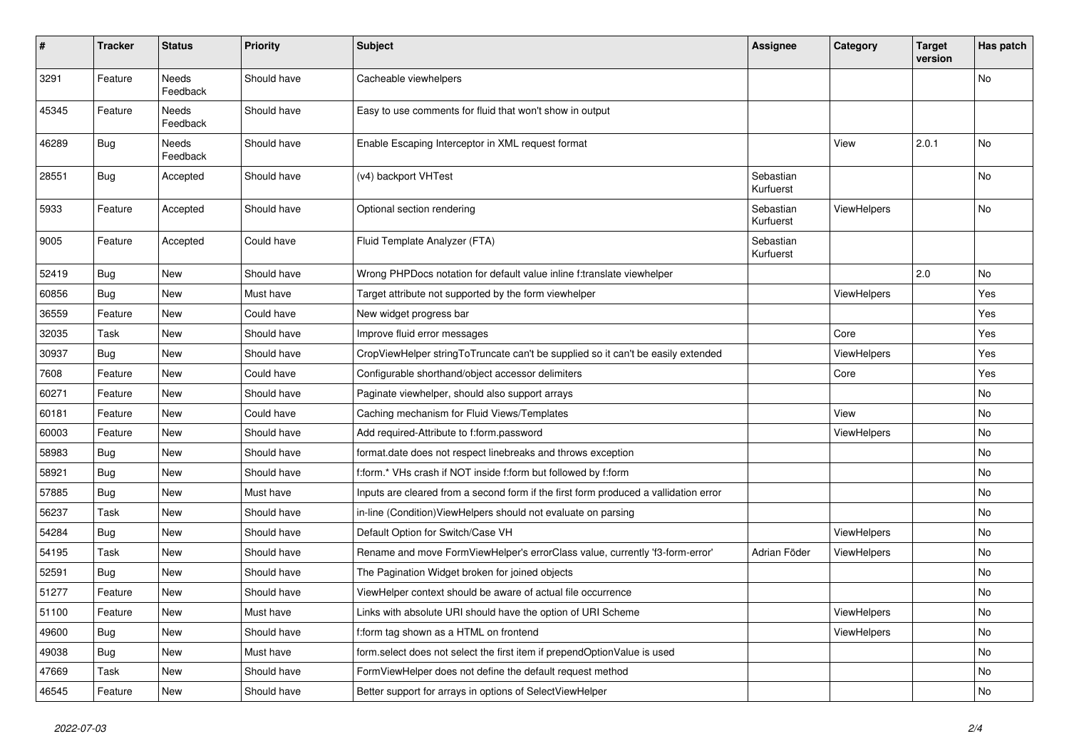| # | Tracker | Status | Priority | Subject | Assignee | Category | Target version | Has patch |
|---|---|---|---|---|---|---|---|---|
| 3291 | Feature | Needs Feedback | Should have | Cacheable viewhelpers | | | | No |
| 45345 | Feature | Needs Feedback | Should have | Easy to use comments for fluid that won't show in output | | | | |
| 46289 | Bug | Needs Feedback | Should have | Enable Escaping Interceptor in XML request format | | View | 2.0.1 | No |
| 28551 | Bug | Accepted | Should have | (v4) backport VHTest | Sebastian Kurfuerst | | | No |
| 5933 | Feature | Accepted | Should have | Optional section rendering | Sebastian Kurfuerst | ViewHelpers | | No |
| 9005 | Feature | Accepted | Could have | Fluid Template Analyzer (FTA) | Sebastian Kurfuerst | | | |
| 52419 | Bug | New | Should have | Wrong PHPDocs notation for default value inline f:translate viewhelper | | | 2.0 | No |
| 60856 | Bug | New | Must have | Target attribute not supported by the form viewhelper | | ViewHelpers | | Yes |
| 36559 | Feature | New | Could have | New widget progress bar | | | | Yes |
| 32035 | Task | New | Should have | Improve fluid error messages | | Core | | Yes |
| 30937 | Bug | New | Should have | CropViewHelper stringToTruncate can't be supplied so it can't be easily extended | | ViewHelpers | | Yes |
| 7608 | Feature | New | Could have | Configurable shorthand/object accessor delimiters | | Core | | Yes |
| 60271 | Feature | New | Should have | Paginate viewhelper, should also support arrays | | | | No |
| 60181 | Feature | New | Could have | Caching mechanism for Fluid Views/Templates | | View | | No |
| 60003 | Feature | New | Should have | Add required-Attribute to f:form.password | | ViewHelpers | | No |
| 58983 | Bug | New | Should have | format.date does not respect linebreaks and throws exception | | | | No |
| 58921 | Bug | New | Should have | f:form.* VHs crash if NOT inside f:form but followed by f:form | | | | No |
| 57885 | Bug | New | Must have | Inputs are cleared from a second form if the first form produced a vallidation error | | | | No |
| 56237 | Task | New | Should have | in-line (Condition)ViewHelpers should not evaluate on parsing | | | | No |
| 54284 | Bug | New | Should have | Default Option for Switch/Case VH | | ViewHelpers | | No |
| 54195 | Task | New | Should have | Rename and move FormViewHelper's errorClass value, currently 'f3-form-error' | Adrian Föder | ViewHelpers | | No |
| 52591 | Bug | New | Should have | The Pagination Widget broken for joined objects | | | | No |
| 51277 | Feature | New | Should have | ViewHelper context should be aware of actual file occurrence | | | | No |
| 51100 | Feature | New | Must have | Links with absolute URI should have the option of URI Scheme | | ViewHelpers | | No |
| 49600 | Bug | New | Should have | f:form tag shown as a HTML on frontend | | ViewHelpers | | No |
| 49038 | Bug | New | Must have | form.select does not select the first item if prependOptionValue is used | | | | No |
| 47669 | Task | New | Should have | FormViewHelper does not define the default request method | | | | No |
| 46545 | Feature | New | Should have | Better support for arrays in options of SelectViewHelper | | | | No |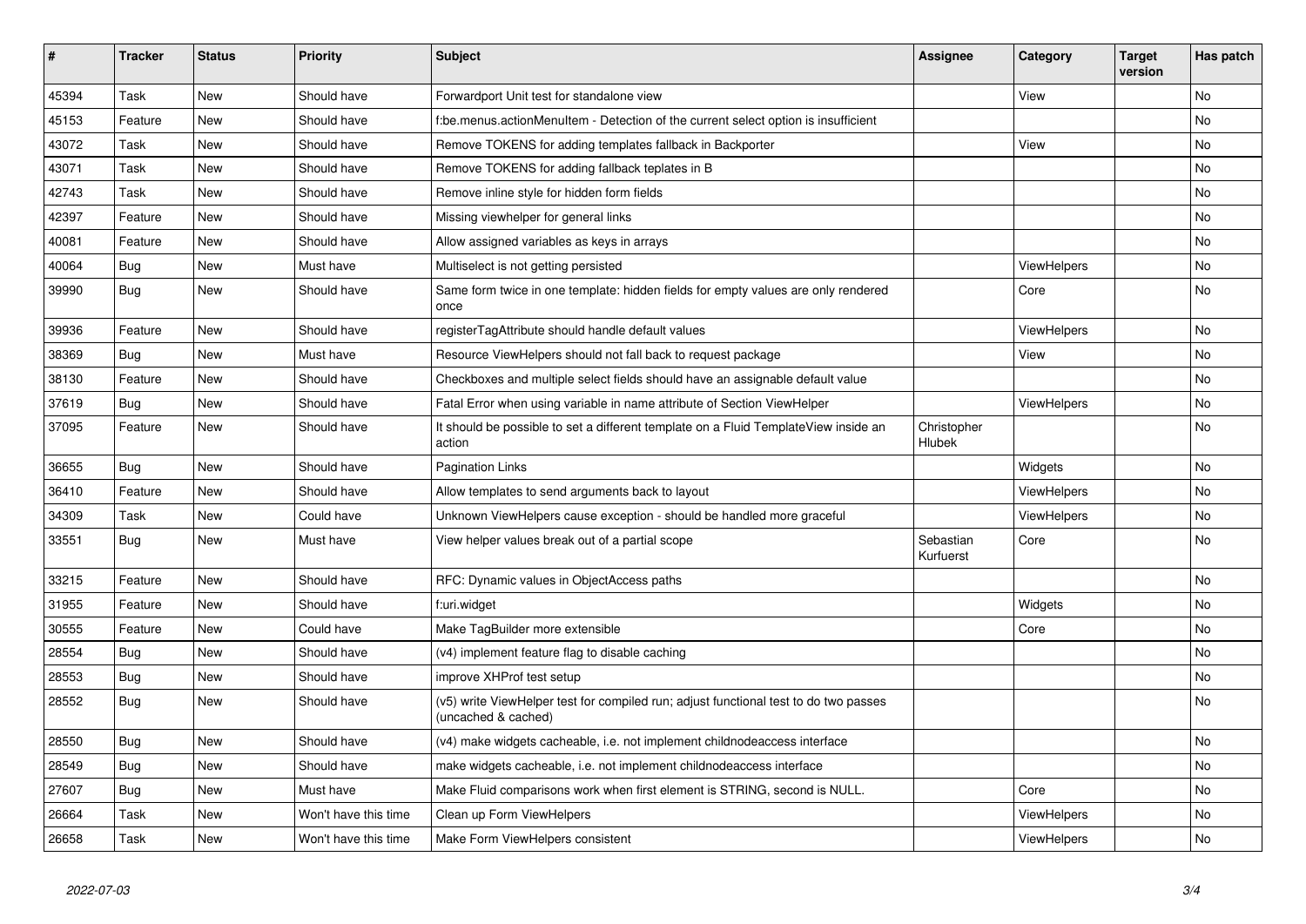| # | Tracker | Status | Priority | Subject | Assignee | Category | Target version | Has patch |
|---|---|---|---|---|---|---|---|---|
| 45394 | Task | New | Should have | Forwardport Unit test for standalone view | | View | | No |
| 45153 | Feature | New | Should have | f:be.menus.actionMenuItem - Detection of the current select option is insufficient | | | | No |
| 43072 | Task | New | Should have | Remove TOKENS for adding templates fallback in Backporter | | View | | No |
| 43071 | Task | New | Should have | Remove TOKENS for adding fallback teplates in B | | | | No |
| 42743 | Task | New | Should have | Remove inline style for hidden form fields | | | | No |
| 42397 | Feature | New | Should have | Missing viewhelper for general links | | | | No |
| 40081 | Feature | New | Should have | Allow assigned variables as keys in arrays | | | | No |
| 40064 | Bug | New | Must have | Multiselect is not getting persisted | | ViewHelpers | | No |
| 39990 | Bug | New | Should have | Same form twice in one template: hidden fields for empty values are only rendered once | | Core | | No |
| 39936 | Feature | New | Should have | registerTagAttribute should handle default values | | ViewHelpers | | No |
| 38369 | Bug | New | Must have | Resource ViewHelpers should not fall back to request package | | View | | No |
| 38130 | Feature | New | Should have | Checkboxes and multiple select fields should have an assignable default value | | | | No |
| 37619 | Bug | New | Should have | Fatal Error when using variable in name attribute of Section ViewHelper | | ViewHelpers | | No |
| 37095 | Feature | New | Should have | It should be possible to set a different template on a Fluid TemplateView inside an action | Christopher Hlubek | | | No |
| 36655 | Bug | New | Should have | Pagination Links | | Widgets | | No |
| 36410 | Feature | New | Should have | Allow templates to send arguments back to layout | | ViewHelpers | | No |
| 34309 | Task | New | Could have | Unknown ViewHelpers cause exception - should be handled more graceful | | ViewHelpers | | No |
| 33551 | Bug | New | Must have | View helper values break out of a partial scope | Sebastian Kurfuerst | Core | | No |
| 33215 | Feature | New | Should have | RFC: Dynamic values in ObjectAccess paths | | | | No |
| 31955 | Feature | New | Should have | f:uri.widget | | Widgets | | No |
| 30555 | Feature | New | Could have | Make TagBuilder more extensible | | Core | | No |
| 28554 | Bug | New | Should have | (v4) implement feature flag to disable caching | | | | No |
| 28553 | Bug | New | Should have | improve XHProf test setup | | | | No |
| 28552 | Bug | New | Should have | (v5) write ViewHelper test for compiled run; adjust functional test to do two passes (uncached & cached) | | | | No |
| 28550 | Bug | New | Should have | (v4) make widgets cacheable, i.e. not implement childnodeaccess interface | | | | No |
| 28549 | Bug | New | Should have | make widgets cacheable, i.e. not implement childnodeaccess interface | | | | No |
| 27607 | Bug | New | Must have | Make Fluid comparisons work when first element is STRING, second is NULL. | | Core | | No |
| 26664 | Task | New | Won't have this time | Clean up Form ViewHelpers | | ViewHelpers | | No |
| 26658 | Task | New | Won't have this time | Make Form ViewHelpers consistent | | ViewHelpers | | No |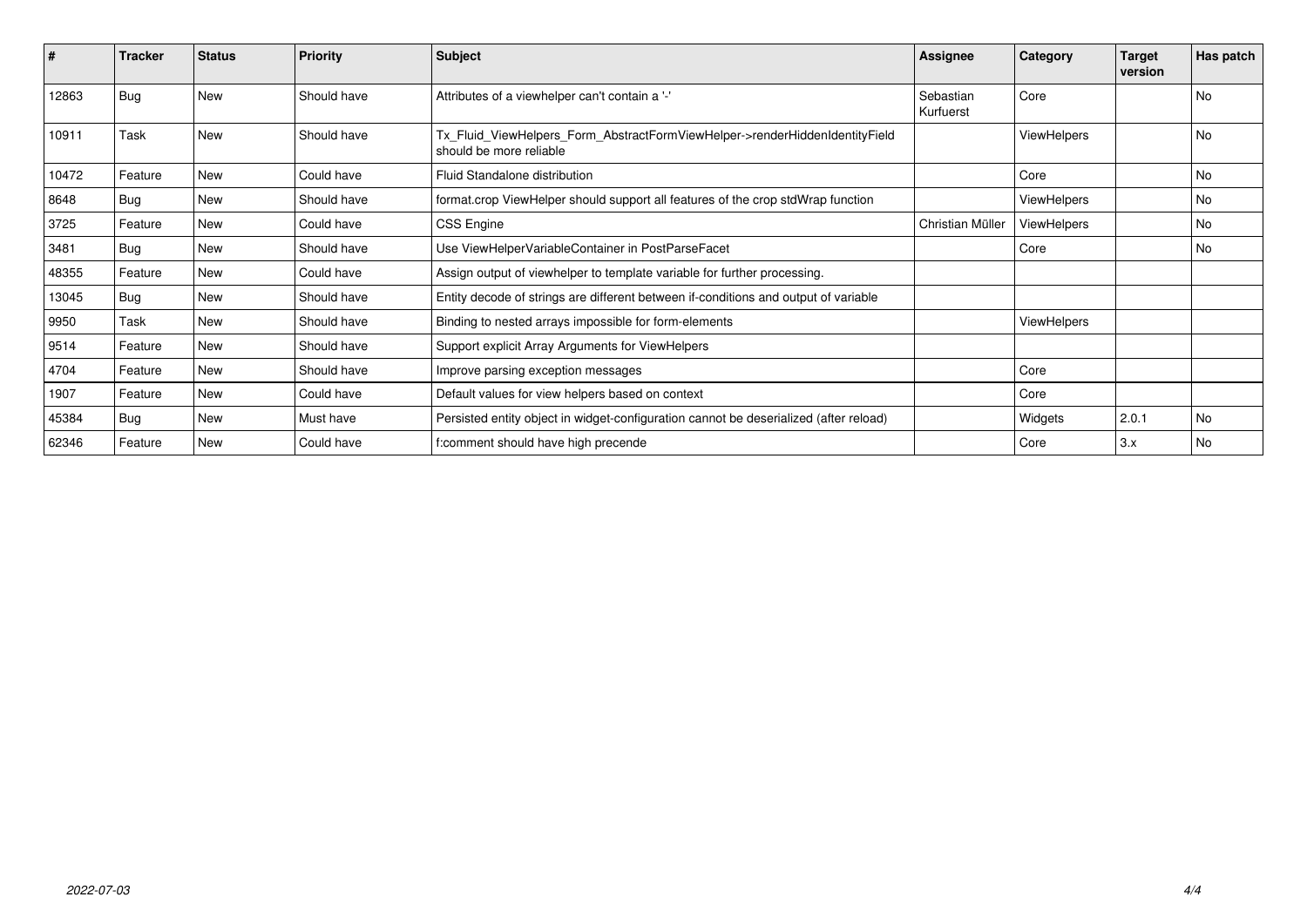| # | Tracker | Status | Priority | Subject | Assignee | Category | Target version | Has patch |
|---|---|---|---|---|---|---|---|---|
| 12863 | Bug | New | Should have | Attributes of a viewhelper can't contain a '-' | Sebastian Kurfuerst | Core | | No |
| 10911 | Task | New | Should have | Tx_Fluid_ViewHelpers_Form_AbstractFormViewHelper->renderHiddenIdentityField should be more reliable | | ViewHelpers | | No |
| 10472 | Feature | New | Could have | Fluid Standalone distribution | | Core | | No |
| 8648 | Bug | New | Should have | format.crop ViewHelper should support all features of the crop stdWrap function | | ViewHelpers | | No |
| 3725 | Feature | New | Could have | CSS Engine | Christian Müller | ViewHelpers | | No |
| 3481 | Bug | New | Should have | Use ViewHelperVariableContainer in PostParseFacet | | Core | | No |
| 48355 | Feature | New | Could have | Assign output of viewhelper to template variable for further processing. | | | | |
| 13045 | Bug | New | Should have | Entity decode of strings are different between if-conditions and output of variable | | | | |
| 9950 | Task | New | Should have | Binding to nested arrays impossible for form-elements | | ViewHelpers | | |
| 9514 | Feature | New | Should have | Support explicit Array Arguments for ViewHelpers | | | | |
| 4704 | Feature | New | Should have | Improve parsing exception messages | | Core | | |
| 1907 | Feature | New | Could have | Default values for view helpers based on context | | Core | | |
| 45384 | Bug | New | Must have | Persisted entity object in widget-configuration cannot be deserialized (after reload) | | Widgets | 2.0.1 | No |
| 62346 | Feature | New | Could have | f:comment should have high precende | | Core | 3.x | No |